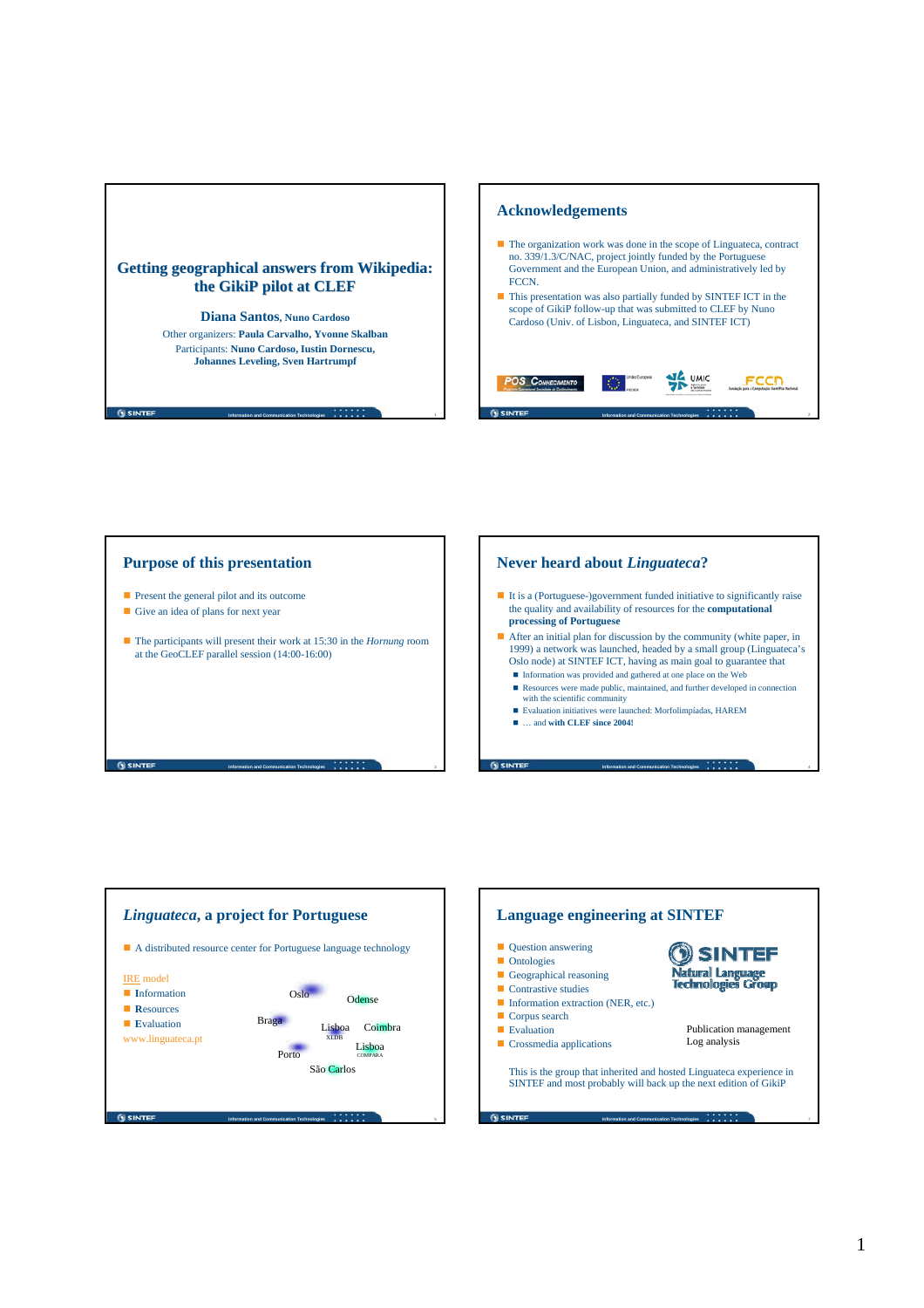# Getting geographical answers from Wikipedia: the GikiP pilot at CLEF

**Diana Santos**, **Nuno Cardoso**

Other organizers: **Paula Carvalho, Yvonne Skalban**

Participants: **Nuno Cardoso, Iustin Dornescu, Johannes Leveling, Sven Hartrumpf**

## Acknowledgements

- The organization work was done in the scope of Linguateca, contract no. 339/1.3/C/NAC, project jointly funded by the Portuguese Government and the European Union, and administratively led by FCCN.
- This presentation was also partially funded by SINTEF ICT in the scope of GikiP follow-up that was submitted to CLEF by Nuno Cardoso (Univ. of Lisbon, Linguateca, and SINTEF ICT)

## Purpose of this presentation

- Present the general pilot and its outcome
- Give an idea of plans for next year
- The participants will present their work at 15:30 in the *Hornung* room at the GeoCLEF parallel session (14:00-16:00)

## Never heard about *Linguateca*?

- It is a (Portuguese-)government funded initiative to significantly raise the quality and availability of resources for the **computational processing of Portuguese**
- After an initial plan for discussion by the community (white paper, in 1999) a network was launched, headed by a small group (Linguateca's Oslo node) at SINTEF ICT, having as main goal to guarantee that
  - Information was provided and gathered at one place on the Web
  - Resources were made public, maintained, and further developed in connection with the scientific community
  - Evaluation initiatives were launched: Morfolimpíadas, HAREM
  - … and **with CLEF since 2004!**

## *Linguateca*, a project for Portuguese

- A distributed resource center for Portuguese language technology

IRE model

- **I**nformation
- **R**esources
- **E**valuation

www.linguateca.pt

Oslo, Odense, Braga, Lisboa (XLDB), Coimbra, Porto, Lisboa (COMPARA), São Carlos

## Language engineering at SINTEF

- Question answering
- Ontologies
- Geographical reasoning
- Contrastive studies
- Information extraction (NER, etc.)
- Corpus search
- Evaluation
- Crossmedia applications

SINTEF Natural Language Technologies Group

Publication management
Log analysis

This is the group that inherited and hosted Linguateca experience in SINTEF and most probably will back up the next edition of GikiP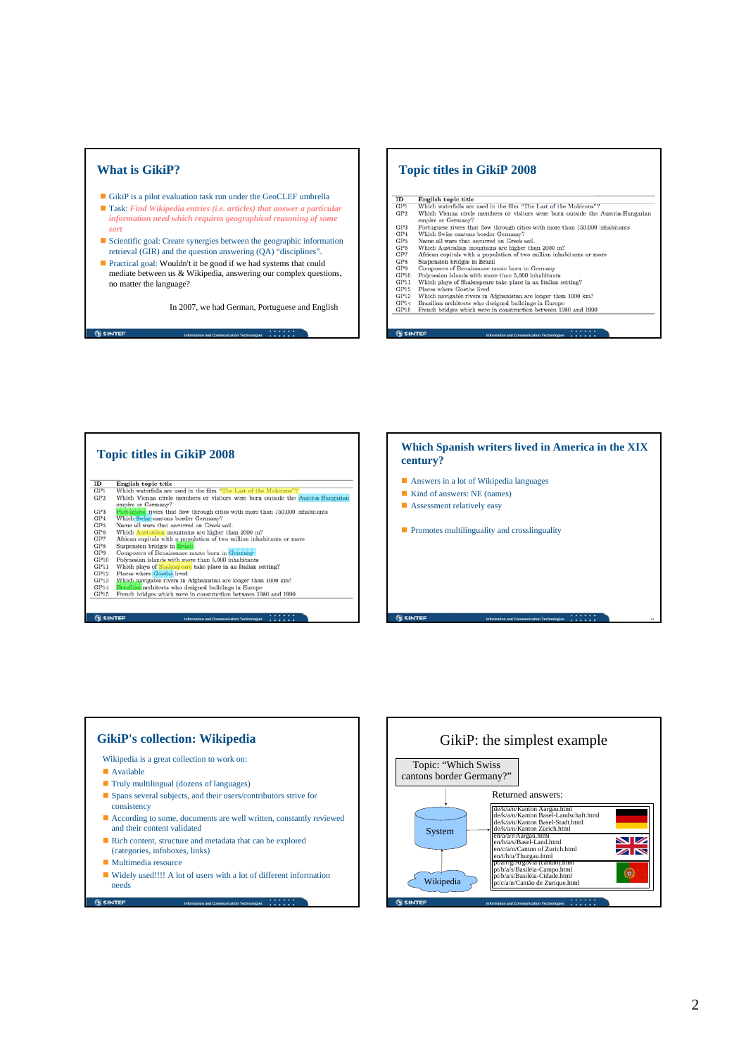## What is GikiP?

- GikiP is a pilot evaluation task run under the GeoCLEF umbrella
- Task: *Find Wikipedia entries (i.e. articles) that answer a particular information need which requires geographical reasoning of some sort*
- Scientific goal: Create synergies between the geographic information retrieval (GIR) and the question answering (QA) "disciplines".
- Practical goal: Wouldn't it be good if we had systems that could mediate between us & Wikipedia, answering our complex questions, no matter the language?

In 2007, we had German, Portuguese and English

## Topic titles in GikiP 2008

| ID | English topic title |
|---|---|
| GP1 | Which waterfalls are used in the film "The Last of the Mohicans"? |
| GP2 | Which Vienna circle members or visitors were born outside the Austria-Hungarian empire or Germany? |
| GP3 | Portuguese rivers that flow through cities with more than 150,000 inhabitants |
| GP4 | Which Swiss cantons border Germany? |
| GP5 | Name all wars that occurred on Greek soil. |
| GP6 | Which Australian mountains are higher than 2000 m? |
| GP7 | African capitals with a population of two million inhabitants or more |
| GP8 | Suspension bridges in Brazil |
| GP9 | Composers of Renaissance music born in Germany |
| GP10 | Polynesian islands with more than 5,000 inhabitants |
| GP11 | Which plays of Shakespeare take place in an Italian setting? |
| GP12 | Places where Goethe lived |
| GP13 | Which navigable rivers in Afghanistan are longer than 1000 km? |
| GP14 | Brazilian architects who designed buildings in Europe |
| GP15 | French bridges which were in construction between 1980 and 1990 |

## Topic titles in GikiP 2008

| ID | English topic title |
|---|---|
| GP1 | Which waterfalls are used in the film "The Last of the Mohicans"? |
| GP2 | Which Vienna circle members or visitors were born outside the Austria-Hungarian empire or Germany? |
| GP3 | Portuguese rivers that flow through cities with more than 150,000 inhabitants |
| GP4 | Which Swiss cantons border Germany? |
| GP5 | Name all wars that occurred on Greek soil. |
| GP6 | Which Australian mountains are higher than 2000 m? |
| GP7 | African capitals with a population of two million inhabitants or more |
| GP8 | Suspension bridges in Brazil |
| GP9 | Composers of Renaissance music born in Germany |
| GP10 | Polynesian islands with more than 5,000 inhabitants |
| GP11 | Which plays of Shakespeare take place in an Italian setting? |
| GP12 | Places where Goethe lived |
| GP13 | Which navigable rivers in Afghanistan are longer than 1000 km? |
| GP14 | Brazilian architects who designed buildings in Europe |
| GP15 | French bridges which were in construction between 1980 and 1990 |

## Which Spanish writers lived in America in the XIX century?

- Answers in a lot of Wikipedia languages
- Kind of answers: NE (names)
- Assessment relatively easy
- Promotes multilinguality and crosslinguality

## GikiP's collection: Wikipedia

Wikipedia is a great collection to work on:

- Available
- Truly multilingual (dozens of languages)
- Spans several subjects, and their users/contributors strive for consistency
- According to some, documents are well written, constantly reviewed and their content validated
- Rich content, structure and metadata that can be explored (categories, infoboxes, links)
- Multimedia resource
- Widely used!!!! A lot of users with a lot of different information needs

## GikiP: the simplest example

Topic: "Which Swiss cantons border Germany?"

System

Wikipedia

Returned answers:

de/k/a/n/Kanton Aargau.html
de/k/a/n/Kanton Basel-Landschaft.html
de/k/a/n/Kanton Basel-Stadt.html
de/k/a/n/Kanton Zürich.html

en/a/a/r/Aargau.html
en/b/a/s/Basel-Land.html
en/c/a/n/Canton of Zurich.html
en/t/h/u/Thurgau.html

pt/a/r/g/Argovia (cantão).html
pt/b/a/s/Basiléia-Campo.html
pt/b/a/s/Basiléia-Cidade.html
pt/c/a/n/Cantão de Zurique.html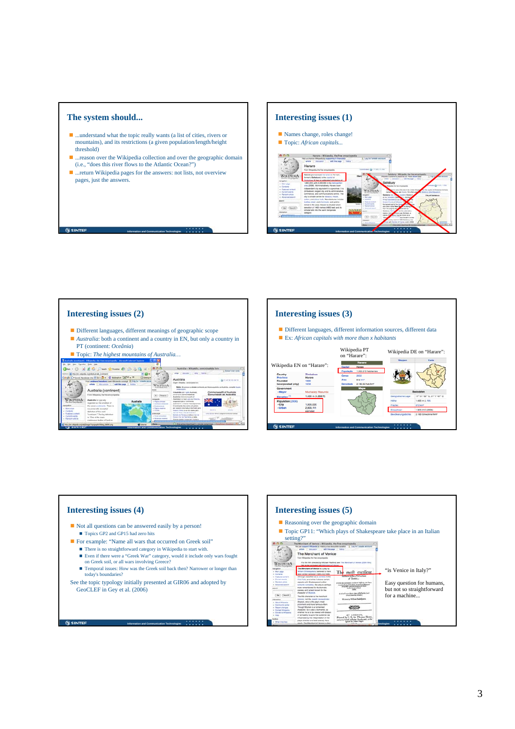## The system should...

- ...understand what the topic really wants (a list of cities, rivers or mountains), and its restrictions (a given population/length/height threshold)
- ...reason over the Wikipedia collection and over the geographic domain (i.e., "does this river flows to the Atlantic Ocean?")
- ...return Wikipedia pages for the answers: not lists, not overview pages, just the answers.

## Interesting issues (1)

- Names change, roles change!
- Topic: *African capitals...*

## Interesting issues (2)

- Different languages, different meanings of geographic scope
- *Australia*: both a continent and a country in EN, but only a country in PT (continent: *Oceânia*)
- Topic: *The highest mountains of Australia…*

## Interesting issues (3)

- Different languages, different information sources, different data
- Ex: *African capitals with more than x habitants*

Wikipedia EN on "Harare":

Wikipedia PT on "Harare":

Wikipedia DE on "Harare":

## Interesting issues (4)

- Not all questions can be answered easily by a person!
  - Topics GP2 and GP15 had zero hits
- For example: "Name all wars that occurred on Greek soil"
  - There is no straightforward category in Wikipedia to start with.
  - Even if there were a "Greek War" category, would it include only wars fought on Greek soil, or all wars involving Greece?
  - Temporal issues: How was the Greek soil back then? Narrower or longer than today's boundaries?

See the topic typology initially presented at GIR06 and adopted by GeoCLEF in Gey et al. (2006)

## Interesting issues (5)

- Reasoning over the geographic domain
- Topic GP11: "Which plays of Shakespeare take place in an Italian setting?"

"is Venice in Italy?"

Easy question for humans, but not so straightforward for a machine...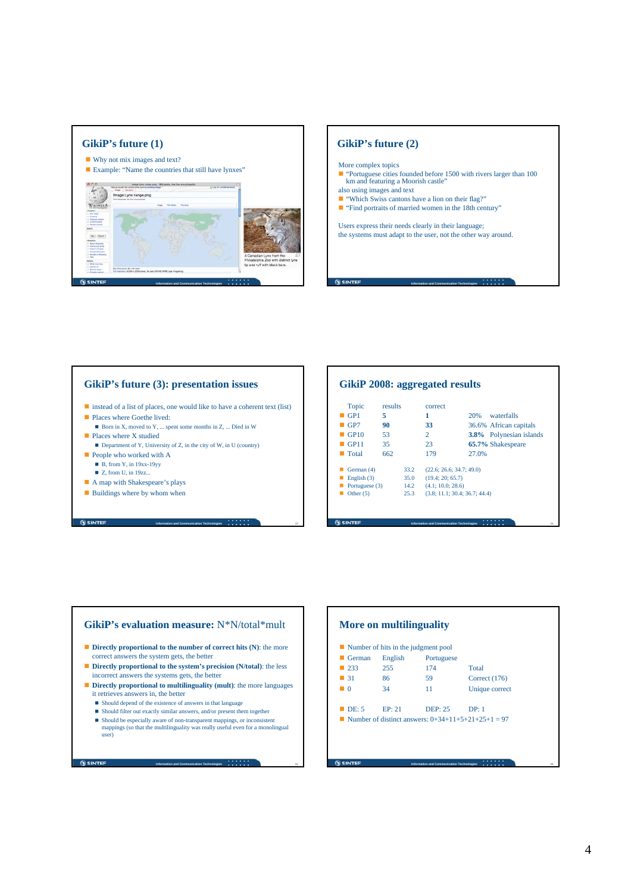## GikiP's future (1)

- Why not mix images and text?
- Example: "Name the countries that still have lynxes"

A Canadian Lynx from the Philadelphia Zoo with distinct lynx tip and ruff with black bars.

## GikiP's future (2)

More complex topics

- "Portuguese cities founded before 1500 with rivers larger than 100 km and featuring a Moorish castle"

also using images and text

- "Which Swiss cantons have a lion on their flag?"
- "Find portraits of married women in the 18th century"

Users express their needs clearly in their language;
the systems must adapt to the user, not the other way around.

## GikiP's future (3): presentation issues

- instead of a list of places, one would like to have a coherent text (list)
- Places where Goethe lived:
  - Born in X, moved to Y, ... spent some months in Z, ... Died in W
- Places where X studied
  - Department of Y, University of Z, in the city of W, in U (country)
- People who worked with A
  - B, from Y, in 19xx-19yy
  - Z, from U, in 19zz...
- A map with Shakespeare's plays
- Buildings where by whom when

## GikiP 2008: aggregated results

| Topic | results | correct | | |
|---|---|---|---|---|
| GP1 | **5** | **1** | 20% | waterfalls |
| GP7 | **90** | **33** | 36.6% | African capitals |
| GP10 | 53 | 2 | **3.8%** | Polynesian islands |
| GP11 | 35 | 23 | **65.7%** | Shakespeare |
| Total | 662 | 179 | 27.0% | |

| | | |
|---|---|---|
| German (4) | 33.2 | (22.6; 26.6; 34.7; 49.0) |
| English (3) | 35.0 | (19.4; 20; 65.7) |
| Portuguese (3) | 14.2 | (4.1; 10.0; 28.6) |
| Other (5) | 25.3 | (3.8; 11.1; 30.4; 36.7; 44.4) |

## GikiP's evaluation measure: N*N/total*mult

- **Directly proportional to the number of correct hits (N)**: the more correct answers the system gets, the better
- **Directly proportional to the system's precision (N/total)**: the less incorrect answers the systems gets, the better
- **Directly proportional to multilinguality (mult)**: the more languages it retrieves answers in, the better
  - Should depend of the existence of answers in that language
  - Should filter out exactly similar answers, and/or present them together
  - Should be especially aware of non-transparent mappings, or inconsistent mappings (so that the multilinguality was really useful even for a monolingual user)

## More on multilinguality

- Number of hits in the judgment pool

| German | English | Portuguese | |
|---|---|---|---|
| 233 | 255 | 174 | Total |
| 31 | 86 | 59 | Correct (176) |
| 0 | 34 | 11 | Unique correct |

- DE: 5 EP: 21 DEP: 25 DP: 1
- Number of distinct answers: 0+34+11+5+21+25+1 = 97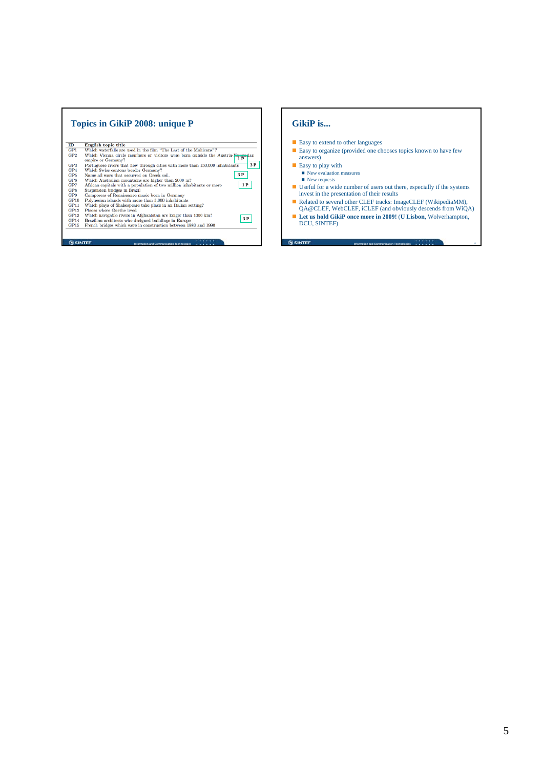## Topics in GikiP 2008: unique P

| ID | English topic title | |
|---|---|---|
| GP1 | Which waterfalls are used in the film "The Last of the Mohicans"? | |
| GP2 | Which Vienna circle members or visitors were born outside the Austria-Hungarian empire or Germany? | 1 P |
| GP3 | Portuguese rivers that flow through cities with more than 150,000 inhabitants | 3 P |
| GP4 | Which Swiss cantons border Germany? | |
| GP5 | Name all wars that occurred on Greek soil. | 3 P |
| GP6 | Which Australian mountains are higher than 2000 m? | |
| GP7 | African capitals with a population of two million inhabitants or more | 1 P |
| GP8 | Suspension bridges in Brazil | |
| GP9 | Composers of Renaissance music born in Germany | |
| GP10 | Polynesian islands with more than 5,000 inhabitants | |
| GP11 | Which plays of Shakespeare take place in an Italian setting? | |
| GP12 | Places where Goethe lived | |
| GP13 | Which navigable rivers in Afghanistan are longer than 1000 km? | 3 P |
| GP14 | Brazilian architects who designed buildings in Europe | |
| GP15 | French bridges which were in construction between 1980 and 1990 | |

## GikiP is...

- Easy to extend to other languages
- Easy to organize (provided one chooses topics known to have few answers)
- Easy to play with
  - New evaluation measures
  - New requests
- Useful for a wide number of users out there, especially if the systems invest in the presentation of their results
- Related to several other CLEF tracks: ImageCLEF (WikipediaMM), QA@CLEF, WebCLEF, iCLEF (and obviously descends from WiQA)
- **Let us hold GikiP once more in 2009!** (**U Lisbon**, Wolverhampton, DCU, SINTEF)